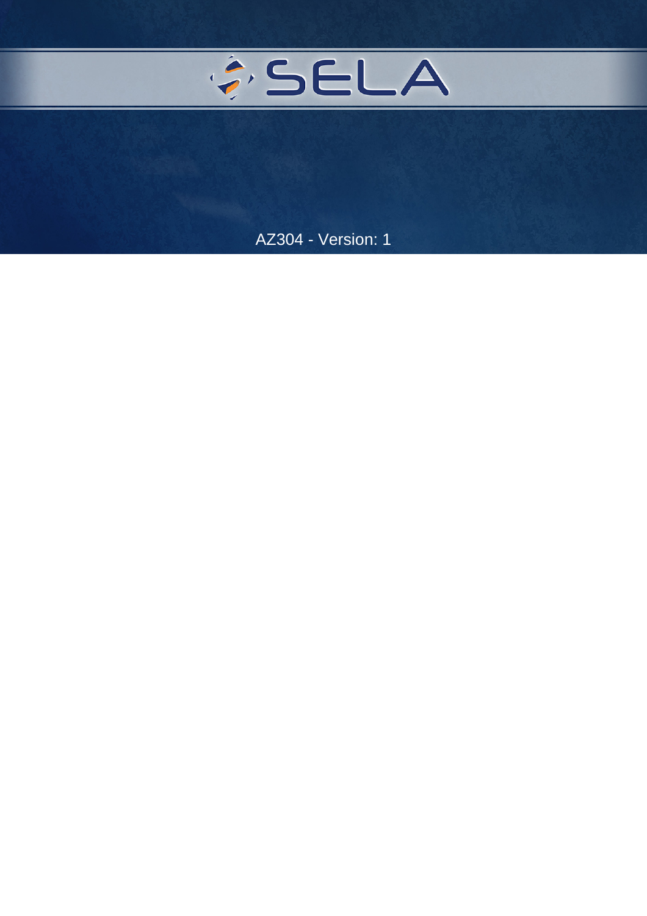# SELA

AZ304 - Version: 1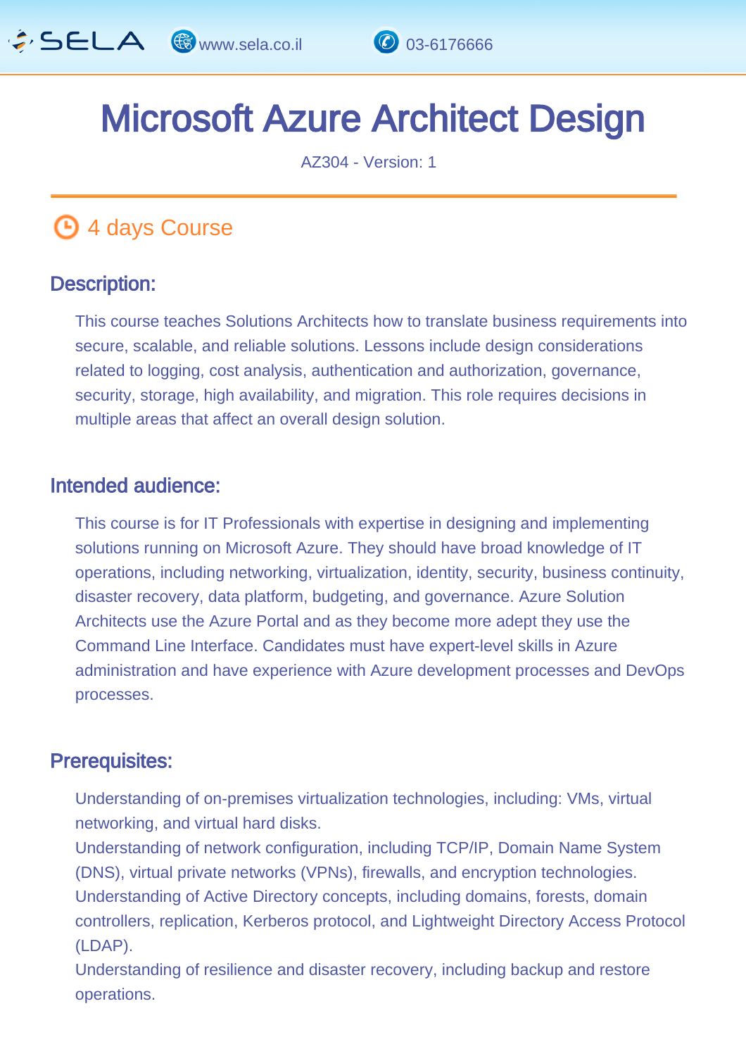# Microsoft Azure Architect Design

AZ304 - Version: 1

## 4 days Course

### Description:

This course teaches Solutions Architects how to translate business requirements into secure, scalable, and reliable solutions. Lessons include design considerations related to logging, cost analysis, authentication and authorization, governance, security, storage, high availability, and migration. This role requires decisions in multiple areas that affect an overall design solution.

### Intended audience:

This course is for IT Professionals with expertise in designing and implementing solutions running on Microsoft Azure. They should have broad knowledge of IT operations, including networking, virtualization, identity, security, business continuity, disaster recovery, data platform, budgeting, and governance. Azure Solution Architects use the Azure Portal and as they become more adept they use the Command Line Interface. Candidates must have expert-level skills in Azure administration and have experience with Azure development processes and DevOps processes.

### Prerequisites:

Understanding of on-premises virtualization technologies, including: VMs, virtual networking, and virtual hard disks.
Understanding of network configuration, including TCP/IP, Domain Name System (DNS), virtual private networks (VPNs), firewalls, and encryption technologies.
Understanding of Active Directory concepts, including domains, forests, domain controllers, replication, Kerberos protocol, and Lightweight Directory Access Protocol (LDAP).
Understanding of resilience and disaster recovery, including backup and restore operations.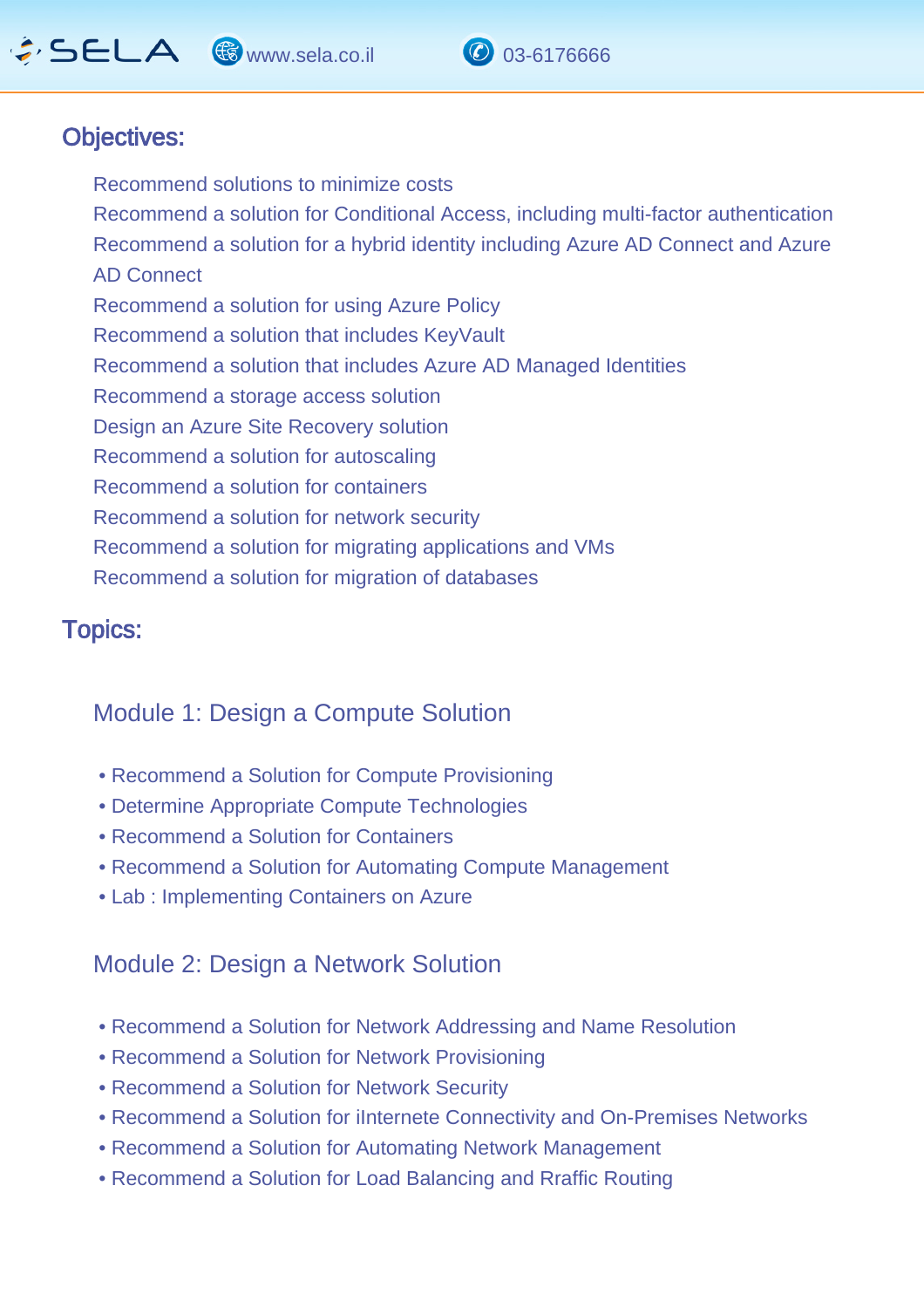## Objectives:

Recommend solutions to minimize costs
Recommend a solution for Conditional Access, including multi-factor authentication
Recommend a solution for a hybrid identity including Azure AD Connect and Azure AD Connect
Recommend a solution for using Azure Policy
Recommend a solution that includes KeyVault
Recommend a solution that includes Azure AD Managed Identities
Recommend a storage access solution
Design an Azure Site Recovery solution
Recommend a solution for autoscaling
Recommend a solution for containers
Recommend a solution for network security
Recommend a solution for migrating applications and VMs
Recommend a solution for migration of databases

## Topics:

### Module 1: Design a Compute Solution

- Recommend a Solution for Compute Provisioning
- Determine Appropriate Compute Technologies
- Recommend a Solution for Containers
- Recommend a Solution for Automating Compute Management
- Lab : Implementing Containers on Azure

### Module 2: Design a Network Solution

- Recommend a Solution for Network Addressing and Name Resolution
- Recommend a Solution for Network Provisioning
- Recommend a Solution for Network Security
- Recommend a Solution for iInternete Connectivity and On-Premises Networks
- Recommend a Solution for Automating Network Management
- Recommend a Solution for Load Balancing and Rraffic Routing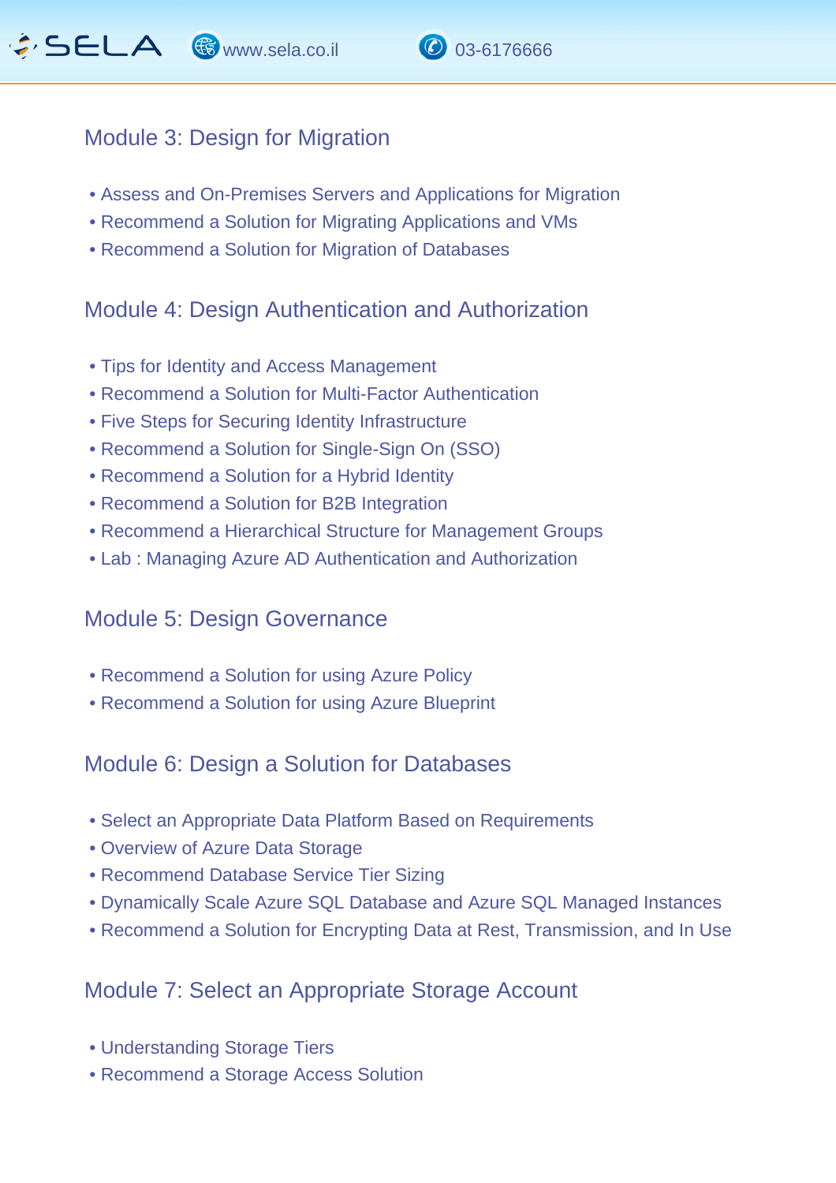## Module 3: Design for Migration

- Assess and On-Premises Servers and Applications for Migration
- Recommend a Solution for Migrating Applications and VMs
- Recommend a Solution for Migration of Databases

## Module 4: Design Authentication and Authorization

- Tips for Identity and Access Management
- Recommend a Solution for Multi-Factor Authentication
- Five Steps for Securing Identity Infrastructure
- Recommend a Solution for Single-Sign On (SSO)
- Recommend a Solution for a Hybrid Identity
- Recommend a Solution for B2B Integration
- Recommend a Hierarchical Structure for Management Groups
- Lab : Managing Azure AD Authentication and Authorization

## Module 5: Design Governance

- Recommend a Solution for using Azure Policy
- Recommend a Solution for using Azure Blueprint

## Module 6: Design a Solution for Databases

- Select an Appropriate Data Platform Based on Requirements
- Overview of Azure Data Storage
- Recommend Database Service Tier Sizing
- Dynamically Scale Azure SQL Database and Azure SQL Managed Instances
- Recommend a Solution for Encrypting Data at Rest, Transmission, and In Use

## Module 7: Select an Appropriate Storage Account

- Understanding Storage Tiers
- Recommend a Storage Access Solution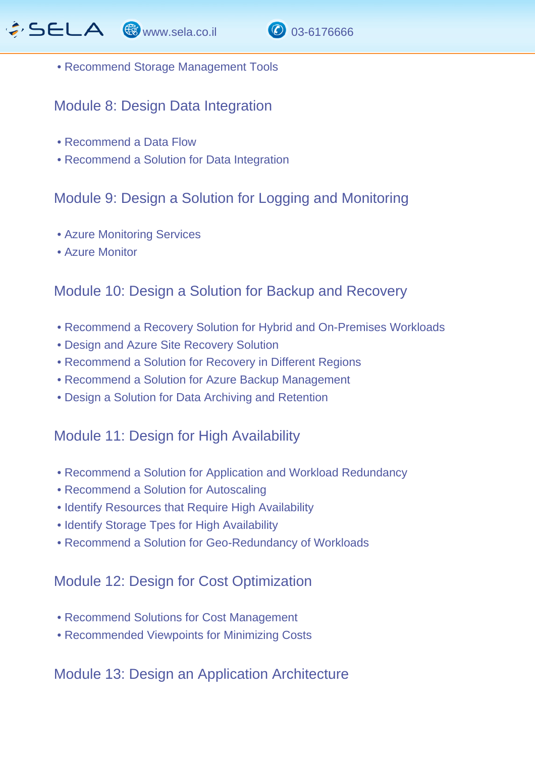- Recommend Storage Management Tools

## Module 8: Design Data Integration

- Recommend a Data Flow
- Recommend a Solution for Data Integration

## Module 9: Design a Solution for Logging and Monitoring

- Azure Monitoring Services
- Azure Monitor

## Module 10: Design a Solution for Backup and Recovery

- Recommend a Recovery Solution for Hybrid and On-Premises Workloads
- Design and Azure Site Recovery Solution
- Recommend a Solution for Recovery in Different Regions
- Recommend a Solution for Azure Backup Management
- Design a Solution for Data Archiving and Retention

## Module 11: Design for High Availability

- Recommend a Solution for Application and Workload Redundancy
- Recommend a Solution for Autoscaling
- Identify Resources that Require High Availability
- Identify Storage Tpes for High Availability
- Recommend a Solution for Geo-Redundancy of Workloads

## Module 12: Design for Cost Optimization

- Recommend Solutions for Cost Management
- Recommended Viewpoints for Minimizing Costs

## Module 13: Design an Application Architecture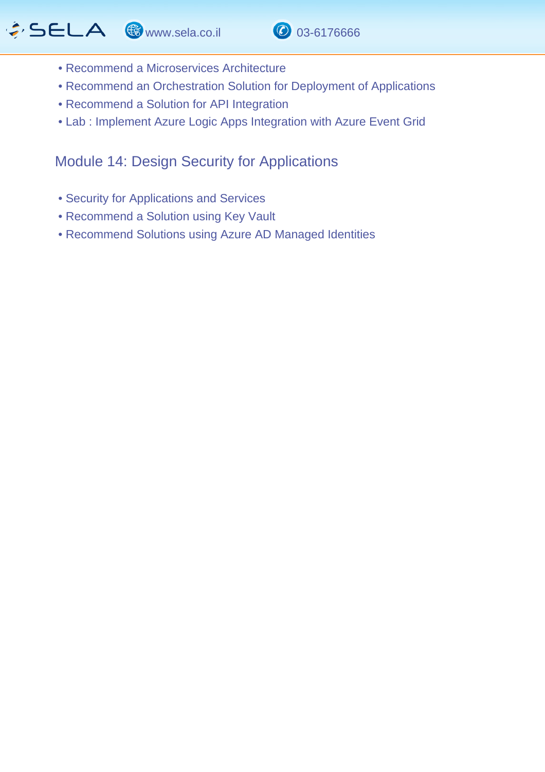- Recommend a Microservices Architecture
- Recommend an Orchestration Solution for Deployment of Applications
- Recommend a Solution for API Integration
- Lab : Implement Azure Logic Apps Integration with Azure Event Grid

## Module 14: Design Security for Applications

- Security for Applications and Services
- Recommend a Solution using Key Vault
- Recommend Solutions using Azure AD Managed Identities